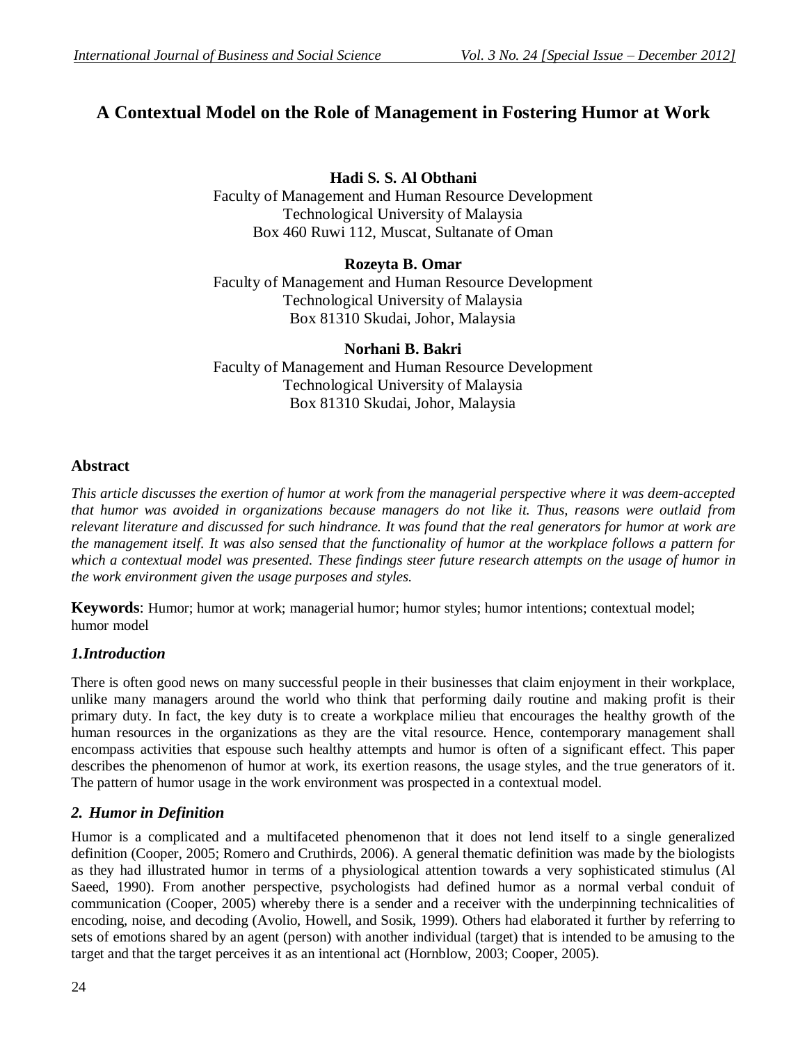# A Contextual Model on the Role of Management in Fostering Humor at Work

**Hadi S. S. Al Obthani**
Faculty of Management and Human Resource Development
Technological University of Malaysia
Box 460 Ruwi 112, Muscat, Sultanate of Oman

**Rozeyta B. Omar**
Faculty of Management and Human Resource Development
Technological University of Malaysia
Box 81310 Skudai, Johor, Malaysia

**Norhani B. Bakri**
Faculty of Management and Human Resource Development
Technological University of Malaysia
Box 81310 Skudai, Johor, Malaysia

## Abstract

*This article discusses the exertion of humor at work from the managerial perspective where it was deem-accepted that humor was avoided in organizations because managers do not like it. Thus, reasons were outlaid from relevant literature and discussed for such hindrance. It was found that the real generators for humor at work are the management itself. It was also sensed that the functionality of humor at the workplace follows a pattern for which a contextual model was presented. These findings steer future research attempts on the usage of humor in the work environment given the usage purposes and styles.*

**Keywords**: Humor; humor at work; managerial humor; humor styles; humor intentions; contextual model; humor model

## *1.Introduction*

There is often good news on many successful people in their businesses that claim enjoyment in their workplace, unlike many managers around the world who think that performing daily routine and making profit is their primary duty. In fact, the key duty is to create a workplace milieu that encourages the healthy growth of the human resources in the organizations as they are the vital resource. Hence, contemporary management shall encompass activities that espouse such healthy attempts and humor is often of a significant effect. This paper describes the phenomenon of humor at work, its exertion reasons, the usage styles, and the true generators of it. The pattern of humor usage in the work environment was prospected in a contextual model.

## *2. Humor in Definition*

Humor is a complicated and a multifaceted phenomenon that it does not lend itself to a single generalized definition (Cooper, 2005; Romero and Cruthirds, 2006). A general thematic definition was made by the biologists as they had illustrated humor in terms of a physiological attention towards a very sophisticated stimulus (Al Saeed, 1990). From another perspective, psychologists had defined humor as a normal verbal conduit of communication (Cooper, 2005) whereby there is a sender and a receiver with the underpinning technicalities of encoding, noise, and decoding (Avolio, Howell, and Sosik, 1999). Others had elaborated it further by referring to sets of emotions shared by an agent (person) with another individual (target) that is intended to be amusing to the target and that the target perceives it as an intentional act (Hornblow, 2003; Cooper, 2005).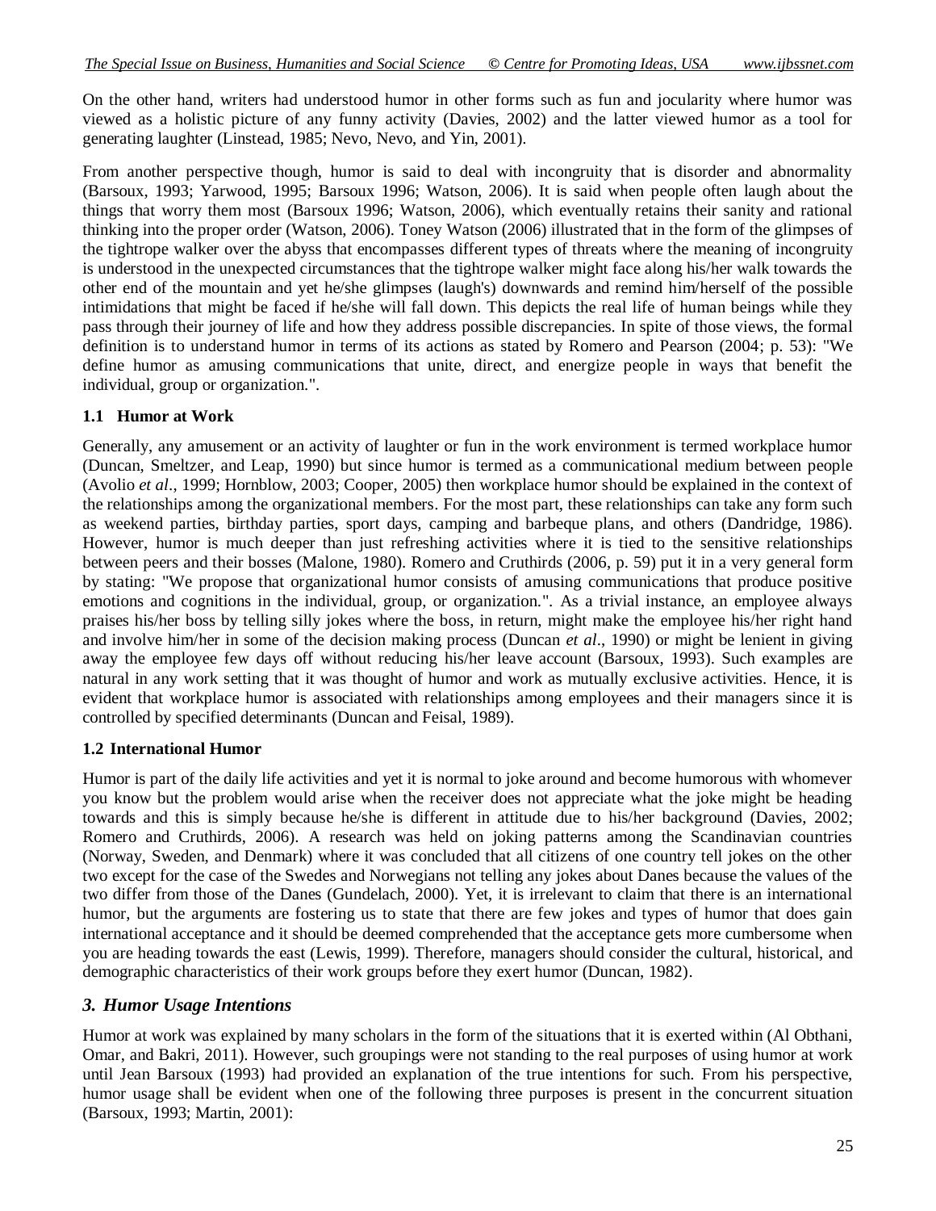On the other hand, writers had understood humor in other forms such as fun and jocularity where humor was viewed as a holistic picture of any funny activity (Davies, 2002) and the latter viewed humor as a tool for generating laughter (Linstead, 1985; Nevo, Nevo, and Yin, 2001).

From another perspective though, humor is said to deal with incongruity that is disorder and abnormality (Barsoux, 1993; Yarwood, 1995; Barsoux 1996; Watson, 2006). It is said when people often laugh about the things that worry them most (Barsoux 1996; Watson, 2006), which eventually retains their sanity and rational thinking into the proper order (Watson, 2006). Toney Watson (2006) illustrated that in the form of the glimpses of the tightrope walker over the abyss that encompasses different types of threats where the meaning of incongruity is understood in the unexpected circumstances that the tightrope walker might face along his/her walk towards the other end of the mountain and yet he/she glimpses (laugh's) downwards and remind him/herself of the possible intimidations that might be faced if he/she will fall down. This depicts the real life of human beings while they pass through their journey of life and how they address possible discrepancies. In spite of those views, the formal definition is to understand humor in terms of its actions as stated by Romero and Pearson (2004; p. 53): "We define humor as amusing communications that unite, direct, and energize people in ways that benefit the individual, group or organization.".

### 1.1 Humor at Work

Generally, any amusement or an activity of laughter or fun in the work environment is termed workplace humor (Duncan, Smeltzer, and Leap, 1990) but since humor is termed as a communicational medium between people (Avolio *et al*., 1999; Hornblow, 2003; Cooper, 2005) then workplace humor should be explained in the context of the relationships among the organizational members. For the most part, these relationships can take any form such as weekend parties, birthday parties, sport days, camping and barbeque plans, and others (Dandridge, 1986). However, humor is much deeper than just refreshing activities where it is tied to the sensitive relationships between peers and their bosses (Malone, 1980). Romero and Cruthirds (2006, p. 59) put it in a very general form by stating: "We propose that organizational humor consists of amusing communications that produce positive emotions and cognitions in the individual, group, or organization.". As a trivial instance, an employee always praises his/her boss by telling silly jokes where the boss, in return, might make the employee his/her right hand and involve him/her in some of the decision making process (Duncan *et al*., 1990) or might be lenient in giving away the employee few days off without reducing his/her leave account (Barsoux, 1993). Such examples are natural in any work setting that it was thought of humor and work as mutually exclusive activities. Hence, it is evident that workplace humor is associated with relationships among employees and their managers since it is controlled by specified determinants (Duncan and Feisal, 1989).

### 1.2 International Humor

Humor is part of the daily life activities and yet it is normal to joke around and become humorous with whomever you know but the problem would arise when the receiver does not appreciate what the joke might be heading towards and this is simply because he/she is different in attitude due to his/her background (Davies, 2002; Romero and Cruthirds, 2006). A research was held on joking patterns among the Scandinavian countries (Norway, Sweden, and Denmark) where it was concluded that all citizens of one country tell jokes on the other two except for the case of the Swedes and Norwegians not telling any jokes about Danes because the values of the two differ from those of the Danes (Gundelach, 2000). Yet, it is irrelevant to claim that there is an international humor, but the arguments are fostering us to state that there are few jokes and types of humor that does gain international acceptance and it should be deemed comprehended that the acceptance gets more cumbersome when you are heading towards the east (Lewis, 1999). Therefore, managers should consider the cultural, historical, and demographic characteristics of their work groups before they exert humor (Duncan, 1982).

## *3. Humor Usage Intentions*

Humor at work was explained by many scholars in the form of the situations that it is exerted within (Al Obthani, Omar, and Bakri, 2011). However, such groupings were not standing to the real purposes of using humor at work until Jean Barsoux (1993) had provided an explanation of the true intentions for such. From his perspective, humor usage shall be evident when one of the following three purposes is present in the concurrent situation (Barsoux, 1993; Martin, 2001):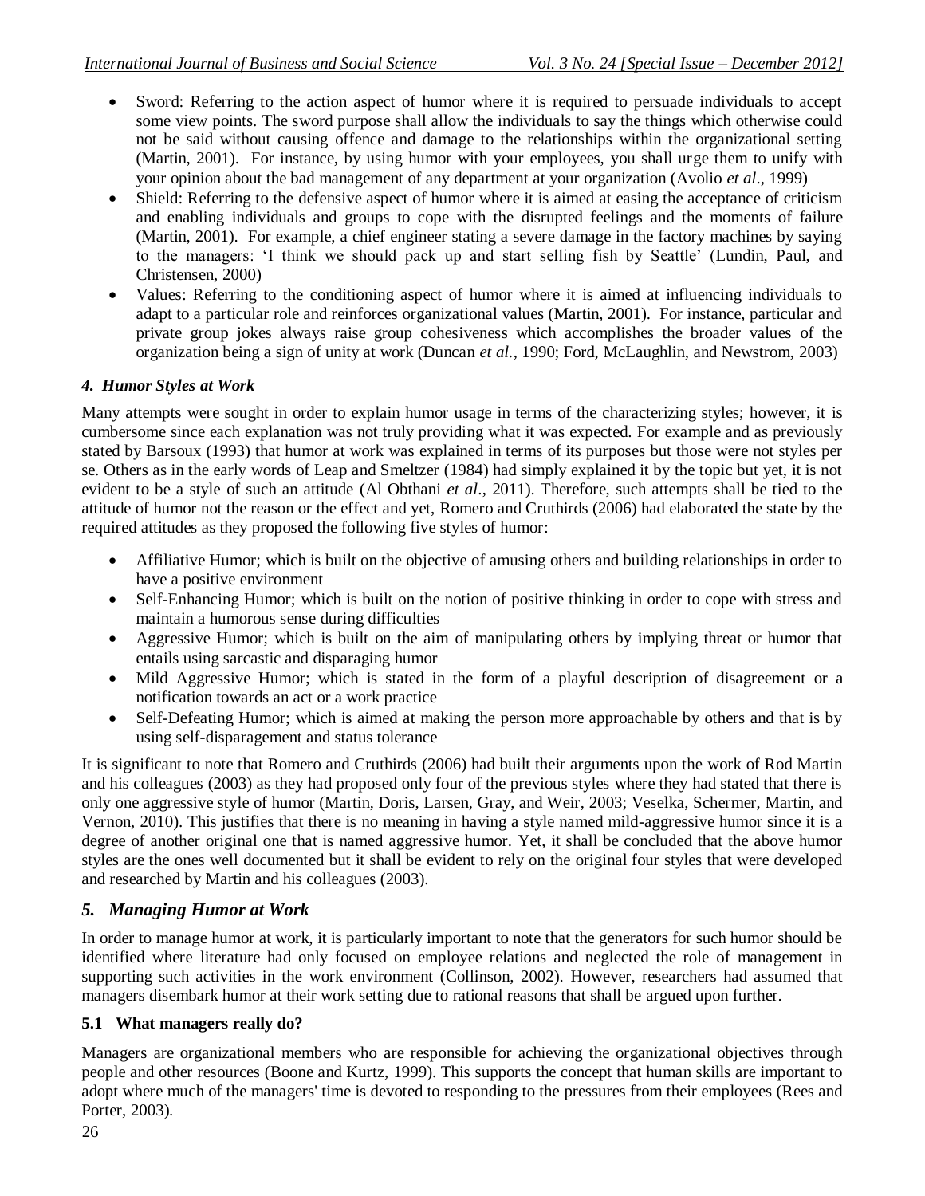- Sword: Referring to the action aspect of humor where it is required to persuade individuals to accept some view points. The sword purpose shall allow the individuals to say the things which otherwise could not be said without causing offence and damage to the relationships within the organizational setting (Martin, 2001). For instance, by using humor with your employees, you shall urge them to unify with your opinion about the bad management of any department at your organization (Avolio *et al*., 1999)
- Shield: Referring to the defensive aspect of humor where it is aimed at easing the acceptance of criticism and enabling individuals and groups to cope with the disrupted feelings and the moments of failure (Martin, 2001). For example, a chief engineer stating a severe damage in the factory machines by saying to the managers: 'I think we should pack up and start selling fish by Seattle' (Lundin, Paul, and Christensen, 2000)
- Values: Referring to the conditioning aspect of humor where it is aimed at influencing individuals to adapt to a particular role and reinforces organizational values (Martin, 2001). For instance, particular and private group jokes always raise group cohesiveness which accomplishes the broader values of the organization being a sign of unity at work (Duncan *et al*., 1990; Ford, McLaughlin, and Newstrom, 2003)

### *4. Humor Styles at Work*

Many attempts were sought in order to explain humor usage in terms of the characterizing styles; however, it is cumbersome since each explanation was not truly providing what it was expected. For example and as previously stated by Barsoux (1993) that humor at work was explained in terms of its purposes but those were not styles per se. Others as in the early words of Leap and Smeltzer (1984) had simply explained it by the topic but yet, it is not evident to be a style of such an attitude (Al Obthani *et al*., 2011). Therefore, such attempts shall be tied to the attitude of humor not the reason or the effect and yet, Romero and Cruthirds (2006) had elaborated the state by the required attitudes as they proposed the following five styles of humor:

- Affiliative Humor; which is built on the objective of amusing others and building relationships in order to have a positive environment
- Self-Enhancing Humor; which is built on the notion of positive thinking in order to cope with stress and maintain a humorous sense during difficulties
- Aggressive Humor; which is built on the aim of manipulating others by implying threat or humor that entails using sarcastic and disparaging humor
- Mild Aggressive Humor; which is stated in the form of a playful description of disagreement or a notification towards an act or a work practice
- Self-Defeating Humor; which is aimed at making the person more approachable by others and that is by using self-disparagement and status tolerance

It is significant to note that Romero and Cruthirds (2006) had built their arguments upon the work of Rod Martin and his colleagues (2003) as they had proposed only four of the previous styles where they had stated that there is only one aggressive style of humor (Martin, Doris, Larsen, Gray, and Weir, 2003; Veselka, Schermer, Martin, and Vernon, 2010). This justifies that there is no meaning in having a style named mild-aggressive humor since it is a degree of another original one that is named aggressive humor. Yet, it shall be concluded that the above humor styles are the ones well documented but it shall be evident to rely on the original four styles that were developed and researched by Martin and his colleagues (2003).

## *5. Managing Humor at Work*

In order to manage humor at work, it is particularly important to note that the generators for such humor should be identified where literature had only focused on employee relations and neglected the role of management in supporting such activities in the work environment (Collinson, 2002). However, researchers had assumed that managers disembark humor at their work setting due to rational reasons that shall be argued upon further.

### 5.1 What managers really do?

Managers are organizational members who are responsible for achieving the organizational objectives through people and other resources (Boone and Kurtz, 1999). This supports the concept that human skills are important to adopt where much of the managers' time is devoted to responding to the pressures from their employees (Rees and Porter, 2003).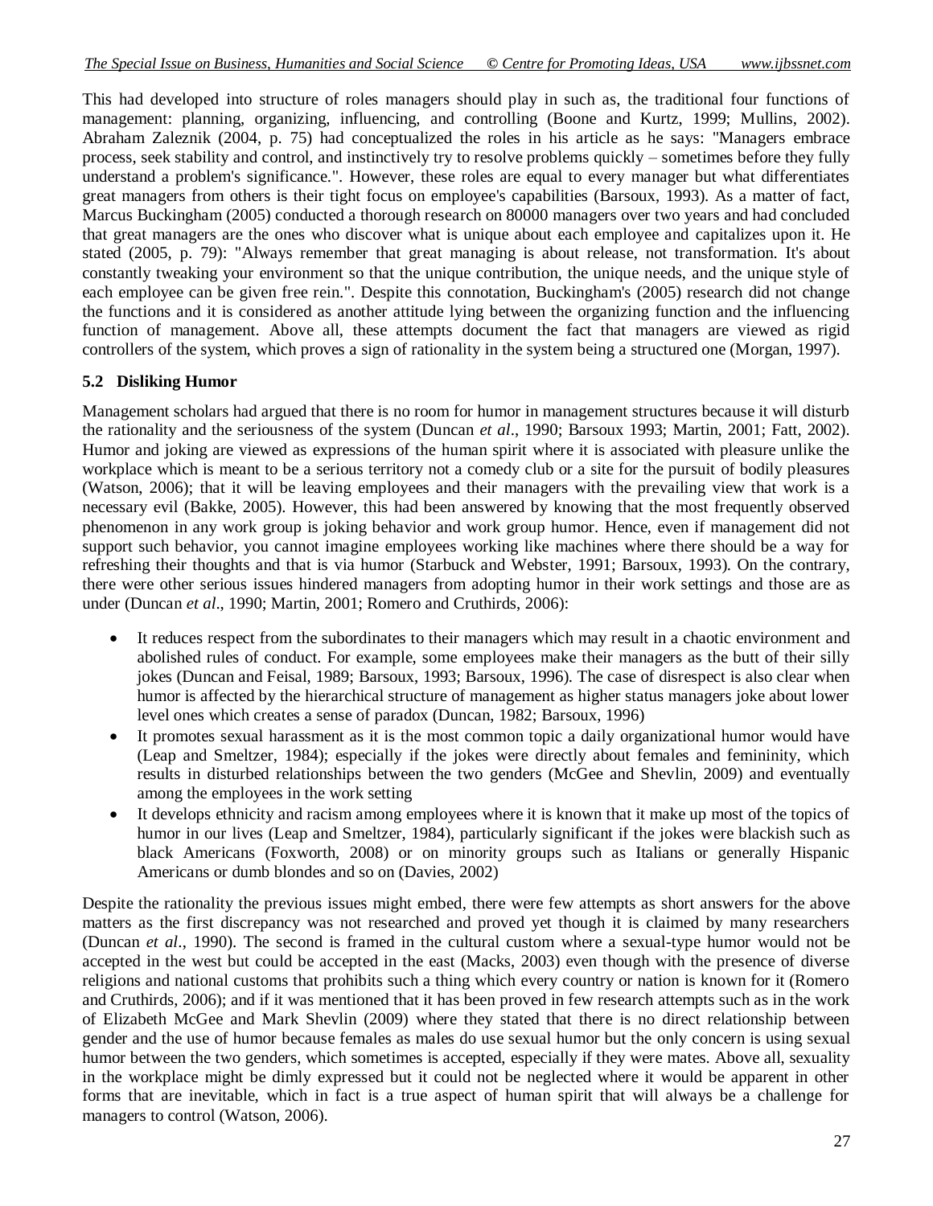This had developed into structure of roles managers should play in such as, the traditional four functions of management: planning, organizing, influencing, and controlling (Boone and Kurtz, 1999; Mullins, 2002). Abraham Zaleznik (2004, p. 75) had conceptualized the roles in his article as he says: "Managers embrace process, seek stability and control, and instinctively try to resolve problems quickly – sometimes before they fully understand a problem's significance.". However, these roles are equal to every manager but what differentiates great managers from others is their tight focus on employee's capabilities (Barsoux, 1993). As a matter of fact, Marcus Buckingham (2005) conducted a thorough research on 80000 managers over two years and had concluded that great managers are the ones who discover what is unique about each employee and capitalizes upon it. He stated (2005, p. 79): "Always remember that great managing is about release, not transformation. It's about constantly tweaking your environment so that the unique contribution, the unique needs, and the unique style of each employee can be given free rein.". Despite this connotation, Buckingham's (2005) research did not change the functions and it is considered as another attitude lying between the organizing function and the influencing function of management. Above all, these attempts document the fact that managers are viewed as rigid controllers of the system, which proves a sign of rationality in the system being a structured one (Morgan, 1997).

### 5.2 Disliking Humor

Management scholars had argued that there is no room for humor in management structures because it will disturb the rationality and the seriousness of the system (Duncan *et al*., 1990; Barsoux 1993; Martin, 2001; Fatt, 2002). Humor and joking are viewed as expressions of the human spirit where it is associated with pleasure unlike the workplace which is meant to be a serious territory not a comedy club or a site for the pursuit of bodily pleasures (Watson, 2006); that it will be leaving employees and their managers with the prevailing view that work is a necessary evil (Bakke, 2005). However, this had been answered by knowing that the most frequently observed phenomenon in any work group is joking behavior and work group humor. Hence, even if management did not support such behavior, you cannot imagine employees working like machines where there should be a way for refreshing their thoughts and that is via humor (Starbuck and Webster, 1991; Barsoux, 1993). On the contrary, there were other serious issues hindered managers from adopting humor in their work settings and those are as under (Duncan *et al*., 1990; Martin, 2001; Romero and Cruthirds, 2006):

- It reduces respect from the subordinates to their managers which may result in a chaotic environment and abolished rules of conduct. For example, some employees make their managers as the butt of their silly jokes (Duncan and Feisal, 1989; Barsoux, 1993; Barsoux, 1996). The case of disrespect is also clear when humor is affected by the hierarchical structure of management as higher status managers joke about lower level ones which creates a sense of paradox (Duncan, 1982; Barsoux, 1996)
- It promotes sexual harassment as it is the most common topic a daily organizational humor would have (Leap and Smeltzer, 1984); especially if the jokes were directly about females and femininity, which results in disturbed relationships between the two genders (McGee and Shevlin, 2009) and eventually among the employees in the work setting
- It develops ethnicity and racism among employees where it is known that it make up most of the topics of humor in our lives (Leap and Smeltzer, 1984), particularly significant if the jokes were blackish such as black Americans (Foxworth, 2008) or on minority groups such as Italians or generally Hispanic Americans or dumb blondes and so on (Davies, 2002)

Despite the rationality the previous issues might embed, there were few attempts as short answers for the above matters as the first discrepancy was not researched and proved yet though it is claimed by many researchers (Duncan *et al*., 1990). The second is framed in the cultural custom where a sexual-type humor would not be accepted in the west but could be accepted in the east (Macks, 2003) even though with the presence of diverse religions and national customs that prohibits such a thing which every country or nation is known for it (Romero and Cruthirds, 2006); and if it was mentioned that it has been proved in few research attempts such as in the work of Elizabeth McGee and Mark Shevlin (2009) where they stated that there is no direct relationship between gender and the use of humor because females as males do use sexual humor but the only concern is using sexual humor between the two genders, which sometimes is accepted, especially if they were mates. Above all, sexuality in the workplace might be dimly expressed but it could not be neglected where it would be apparent in other forms that are inevitable, which in fact is a true aspect of human spirit that will always be a challenge for managers to control (Watson, 2006).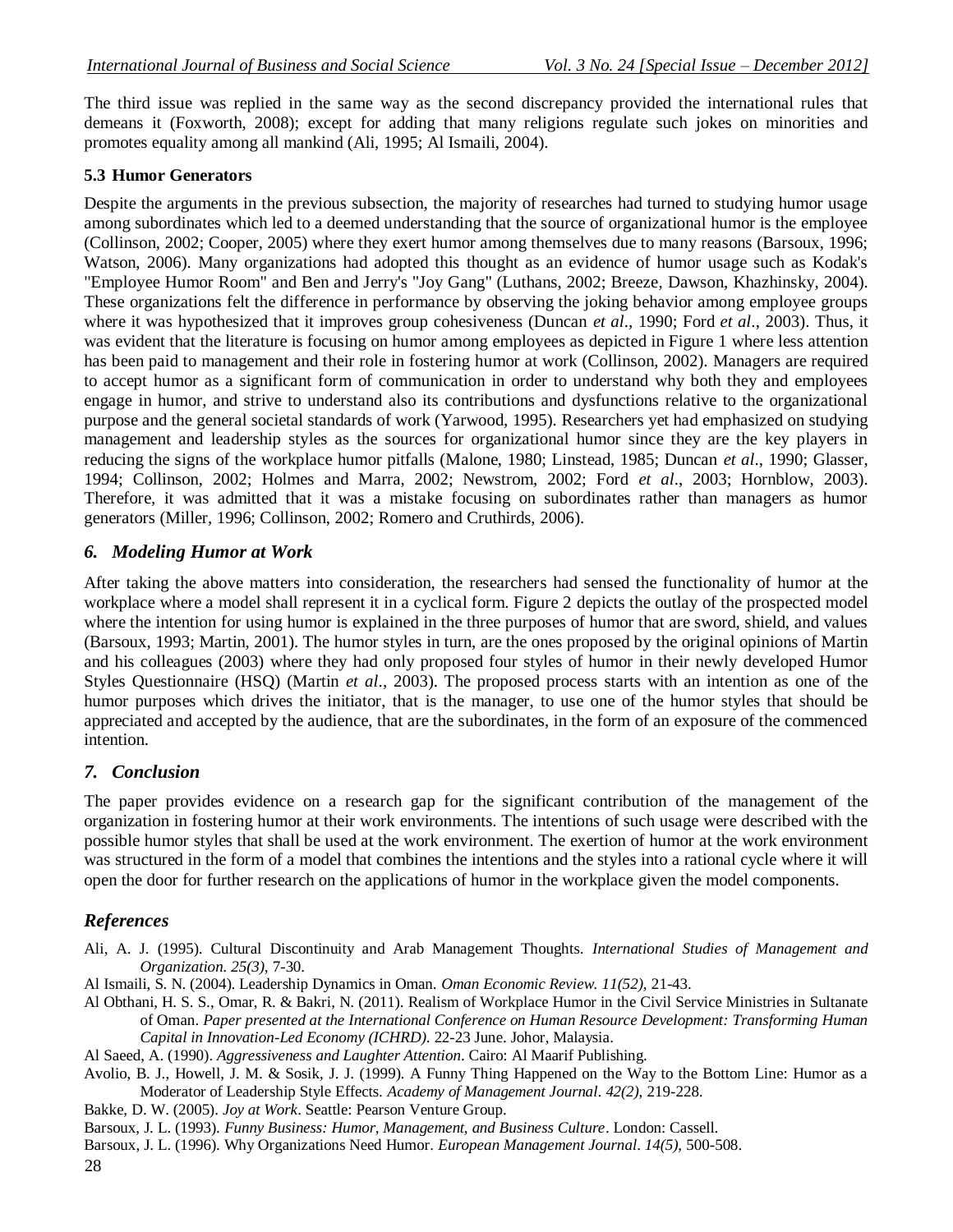The third issue was replied in the same way as the second discrepancy provided the international rules that demeans it (Foxworth, 2008); except for adding that many religions regulate such jokes on minorities and promotes equality among all mankind (Ali, 1995; Al Ismaili, 2004).

### 5.3 Humor Generators

Despite the arguments in the previous subsection, the majority of researches had turned to studying humor usage among subordinates which led to a deemed understanding that the source of organizational humor is the employee (Collinson, 2002; Cooper, 2005) where they exert humor among themselves due to many reasons (Barsoux, 1996; Watson, 2006). Many organizations had adopted this thought as an evidence of humor usage such as Kodak's "Employee Humor Room" and Ben and Jerry's "Joy Gang" (Luthans, 2002; Breeze, Dawson, Khazhinsky, 2004). These organizations felt the difference in performance by observing the joking behavior among employee groups where it was hypothesized that it improves group cohesiveness (Duncan *et al*., 1990; Ford *et al*., 2003). Thus, it was evident that the literature is focusing on humor among employees as depicted in Figure 1 where less attention has been paid to management and their role in fostering humor at work (Collinson, 2002). Managers are required to accept humor as a significant form of communication in order to understand why both they and employees engage in humor, and strive to understand also its contributions and dysfunctions relative to the organizational purpose and the general societal standards of work (Yarwood, 1995). Researchers yet had emphasized on studying management and leadership styles as the sources for organizational humor since they are the key players in reducing the signs of the workplace humor pitfalls (Malone, 1980; Linstead, 1985; Duncan *et al*., 1990; Glasser, 1994; Collinson, 2002; Holmes and Marra, 2002; Newstrom, 2002; Ford *et al*., 2003; Hornblow, 2003). Therefore, it was admitted that it was a mistake focusing on subordinates rather than managers as humor generators (Miller, 1996; Collinson, 2002; Romero and Cruthirds, 2006).

## *6. Modeling Humor at Work*

After taking the above matters into consideration, the researchers had sensed the functionality of humor at the workplace where a model shall represent it in a cyclical form. Figure 2 depicts the outlay of the prospected model where the intention for using humor is explained in the three purposes of humor that are sword, shield, and values (Barsoux, 1993; Martin, 2001). The humor styles in turn, are the ones proposed by the original opinions of Martin and his colleagues (2003) where they had only proposed four styles of humor in their newly developed Humor Styles Questionnaire (HSQ) (Martin *et al*., 2003). The proposed process starts with an intention as one of the humor purposes which drives the initiator, that is the manager, to use one of the humor styles that should be appreciated and accepted by the audience, that are the subordinates, in the form of an exposure of the commenced intention.

## *7. Conclusion*

The paper provides evidence on a research gap for the significant contribution of the management of the organization in fostering humor at their work environments. The intentions of such usage were described with the possible humor styles that shall be used at the work environment. The exertion of humor at the work environment was structured in the form of a model that combines the intentions and the styles into a rational cycle where it will open the door for further research on the applications of humor in the workplace given the model components.

## *References*

Ali, A. J. (1995). Cultural Discontinuity and Arab Management Thoughts. *International Studies of Management and Organization. 25(3)*, 7-30.

Al Ismaili, S. N. (2004). Leadership Dynamics in Oman. *Oman Economic Review. 11(52)*, 21-43.

Al Obthani, H. S. S., Omar, R. & Bakri, N. (2011). Realism of Workplace Humor in the Civil Service Ministries in Sultanate of Oman. *Paper presented at the International Conference on Human Resource Development: Transforming Human Capital in Innovation-Led Economy (ICHRD)*. 22-23 June. Johor, Malaysia.

Al Saeed, A. (1990). *Aggressiveness and Laughter Attention*. Cairo: Al Maarif Publishing.

Avolio, B. J., Howell, J. M. & Sosik, J. J. (1999). A Funny Thing Happened on the Way to the Bottom Line: Humor as a Moderator of Leadership Style Effects. *Academy of Management Journal*. *42(2)*, 219-228.

Bakke, D. W. (2005). *Joy at Work*. Seattle: Pearson Venture Group.

Barsoux, J. L. (1993). *Funny Business: Humor, Management, and Business Culture*. London: Cassell.

Barsoux, J. L. (1996). Why Organizations Need Humor. *European Management Journal*. *14(5)*, 500-508.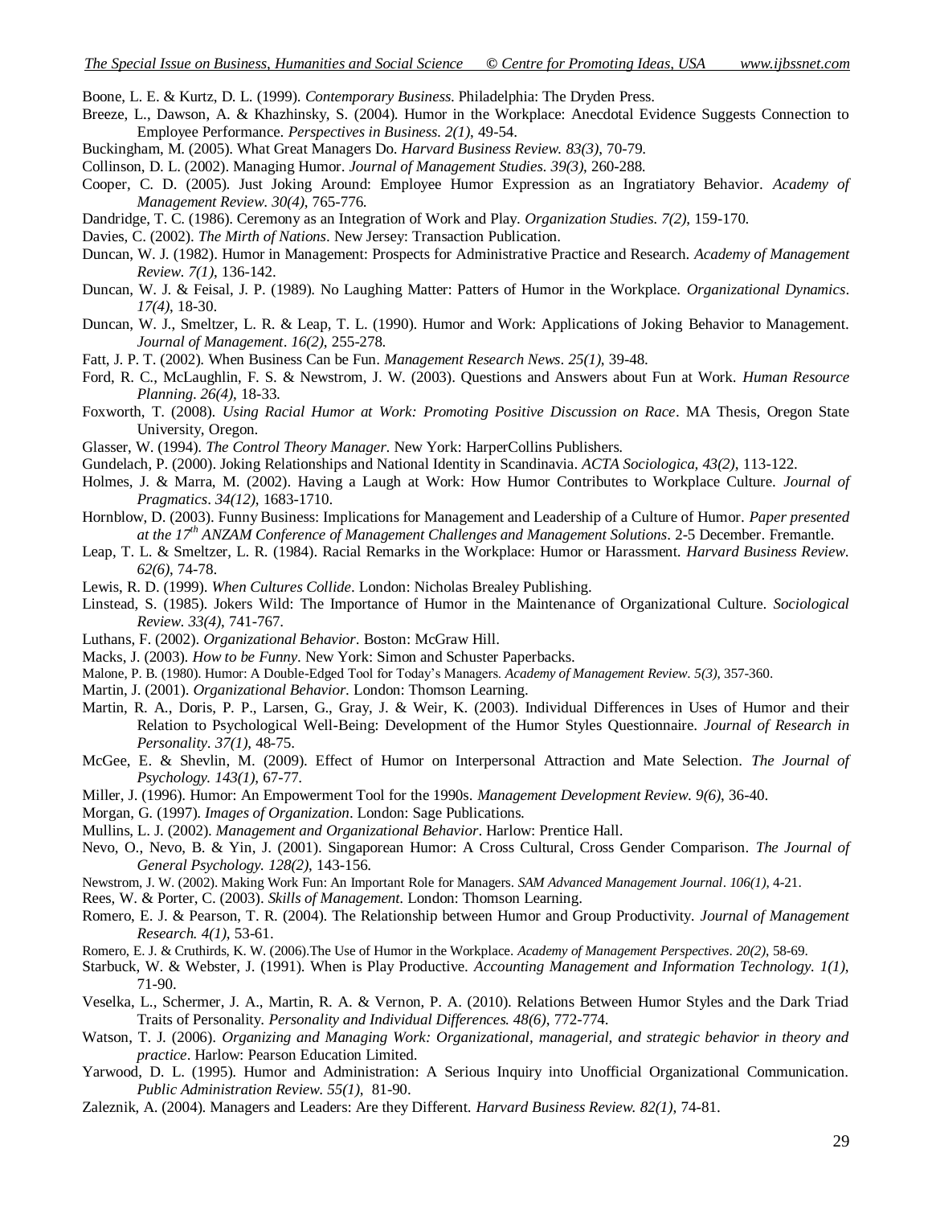Boone, L. E. & Kurtz, D. L. (1999). *Contemporary Business*. Philadelphia: The Dryden Press.

Breeze, L., Dawson, A. & Khazhinsky, S. (2004). Humor in the Workplace: Anecdotal Evidence Suggests Connection to Employee Performance. *Perspectives in Business. 2(1)*, 49-54.

Buckingham, M. (2005). What Great Managers Do. *Harvard Business Review. 83(3)*, 70-79.

Collinson, D. L. (2002). Managing Humor. *Journal of Management Studies. 39(3)*, 260-288.

Cooper, C. D. (2005). Just Joking Around: Employee Humor Expression as an Ingratiatory Behavior. *Academy of Management Review. 30(4)*, 765-776.

Dandridge, T. C. (1986). Ceremony as an Integration of Work and Play. *Organization Studies. 7(2)*, 159-170.

Davies, C. (2002). *The Mirth of Nations*. New Jersey: Transaction Publication.

Duncan, W. J. (1982). Humor in Management: Prospects for Administrative Practice and Research. *Academy of Management Review. 7(1)*, 136-142.

Duncan, W. J. & Feisal, J. P. (1989). No Laughing Matter: Patters of Humor in the Workplace. *Organizational Dynamics. 17(4)*, 18-30.

Duncan, W. J., Smeltzer, L. R. & Leap, T. L. (1990). Humor and Work: Applications of Joking Behavior to Management. *Journal of Management*. *16(2)*, 255-278.

Fatt, J. P. T. (2002). When Business Can be Fun. *Management Research News*. *25(1)*, 39-48.

Ford, R. C., McLaughlin, F. S. & Newstrom, J. W. (2003). Questions and Answers about Fun at Work. *Human Resource Planning. 26(4)*, 18-33.

Foxworth, T. (2008). *Using Racial Humor at Work: Promoting Positive Discussion on Race*. MA Thesis, Oregon State University, Oregon.

Glasser, W. (1994). *The Control Theory Manager*. New York: HarperCollins Publishers.

Gundelach, P. (2000). Joking Relationships and National Identity in Scandinavia. *ACTA Sociologica, 43(2)*, 113-122.

Holmes, J. & Marra, M. (2002). Having a Laugh at Work: How Humor Contributes to Workplace Culture. *Journal of Pragmatics*. *34(12)*, 1683-1710.

Hornblow, D. (2003). Funny Business: Implications for Management and Leadership of a Culture of Humor. *Paper presented at the 17th ANZAM Conference of Management Challenges and Management Solutions*. 2-5 December. Fremantle.

Leap, T. L. & Smeltzer, L. R. (1984). Racial Remarks in the Workplace: Humor or Harassment. *Harvard Business Review. 62(6)*, 74-78.

Lewis, R. D. (1999). *When Cultures Collide*. London: Nicholas Brealey Publishing.

Linstead, S. (1985). Jokers Wild: The Importance of Humor in the Maintenance of Organizational Culture. *Sociological Review. 33(4)*, 741-767.

Luthans, F. (2002). *Organizational Behavior*. Boston: McGraw Hill.

Macks, J. (2003). *How to be Funny*. New York: Simon and Schuster Paperbacks.

Malone, P. B. (1980). Humor: A Double-Edged Tool for Today's Managers. *Academy of Management Review. 5(3)*, 357-360.

Martin, J. (2001). *Organizational Behavior*. London: Thomson Learning.

Martin, R. A., Doris, P. P., Larsen, G., Gray, J. & Weir, K. (2003). Individual Differences in Uses of Humor and their Relation to Psychological Well-Being: Development of the Humor Styles Questionnaire. *Journal of Research in Personality*. *37(1)*, 48-75.

McGee, E. & Shevlin, M. (2009). Effect of Humor on Interpersonal Attraction and Mate Selection. *The Journal of Psychology. 143(1)*, 67-77.

Miller, J. (1996). Humor: An Empowerment Tool for the 1990s. *Management Development Review. 9(6)*, 36-40.

Morgan, G. (1997). *Images of Organization*. London: Sage Publications.

Mullins, L. J. (2002). *Management and Organizational Behavior*. Harlow: Prentice Hall.

Nevo, O., Nevo, B. & Yin, J. (2001). Singaporean Humor: A Cross Cultural, Cross Gender Comparison. *The Journal of General Psychology. 128(2)*, 143-156.

Newstrom, J. W. (2002). Making Work Fun: An Important Role for Managers. *SAM Advanced Management Journal*. *106(1)*, 4-21.

Rees, W. & Porter, C. (2003). *Skills of Management*. London: Thomson Learning.

Romero, E. J. & Pearson, T. R. (2004). The Relationship between Humor and Group Productivity. *Journal of Management Research. 4(1)*, 53-61.

Romero, E. J. & Cruthirds, K. W. (2006).The Use of Humor in the Workplace. *Academy of Management Perspectives*. *20(2)*, 58-69.

Starbuck, W. & Webster, J. (1991). When is Play Productive. *Accounting Management and Information Technology. 1(1)*, 71-90.

Veselka, L., Schermer, J. A., Martin, R. A. & Vernon, P. A. (2010). Relations Between Humor Styles and the Dark Triad Traits of Personality. *Personality and Individual Differences. 48(6)*, 772-774.

Watson, T. J. (2006). *Organizing and Managing Work: Organizational, managerial, and strategic behavior in theory and practice*. Harlow: Pearson Education Limited.

Yarwood, D. L. (1995). Humor and Administration: A Serious Inquiry into Unofficial Organizational Communication. *Public Administration Review. 55(1)*, 81-90.

Zaleznik, A. (2004). Managers and Leaders: Are they Different. *Harvard Business Review. 82(1)*, 74-81.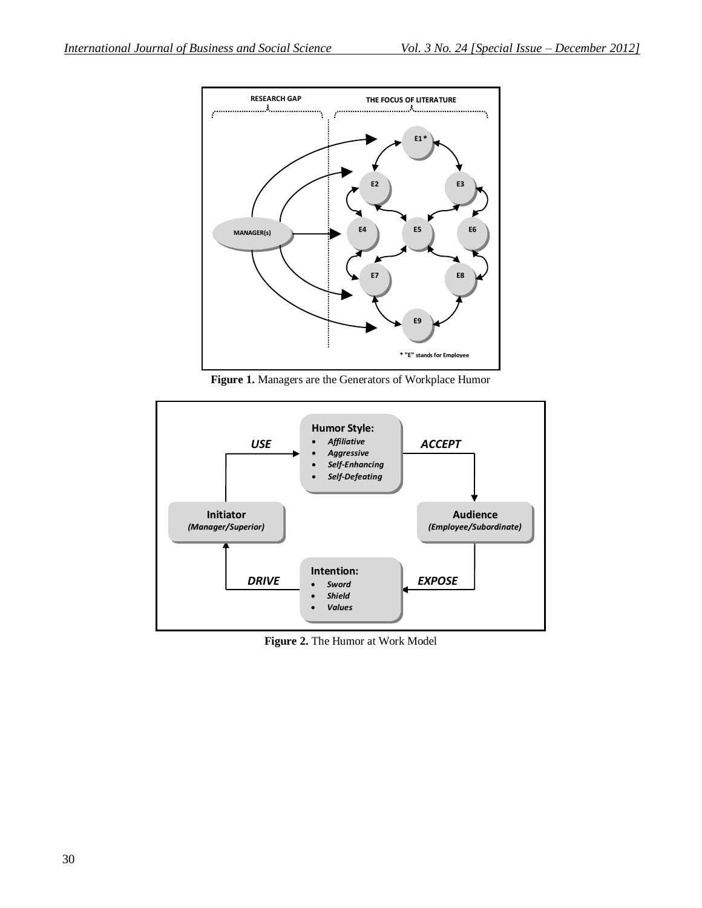RESEARCH GAP

THE FOCUS OF LITERATURE

MANAGER(s)

E1*

E2

E3

E4

E5

E6

E7

E8

E9

* "E" stands for Employee

**Figure 1.** Managers are the Generators of Workplace Humor

Humor Style:
- Affiliative
- Aggressive
- Self-Enhancing
- Self-Defeating

USE

ACCEPT

Initiator (Manager/Superior)

Audience (Employee/Subordinate)

DRIVE

EXPOSE

Intention:
- Sword
- Shield
- Values

**Figure 2.** The Humor at Work Model